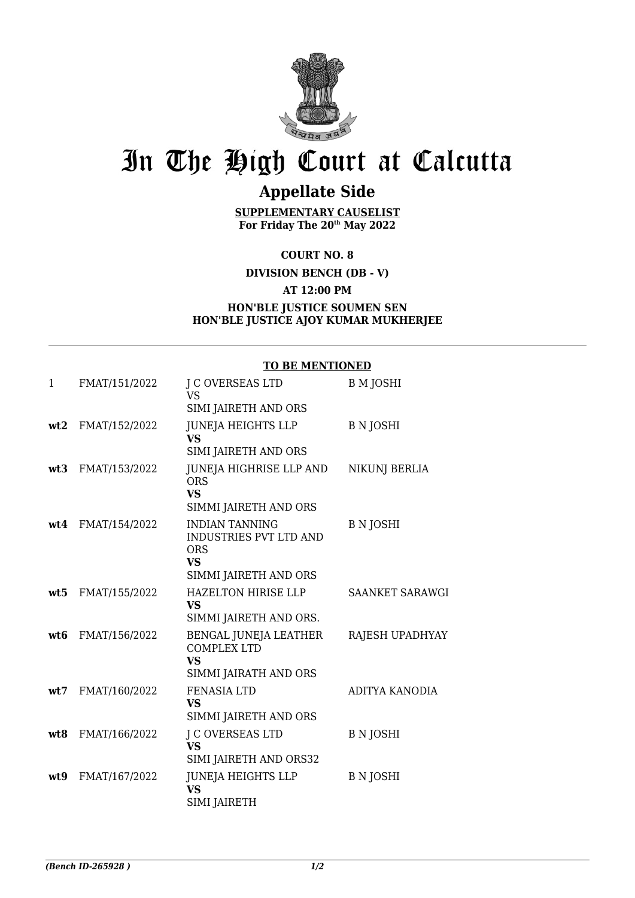# In The High Court at Calcutta

## Appellate Side

**SUPPLEMENTARY CAUSELIST**
**For Friday The 20th May 2022**

**COURT NO. 8**

**DIVISION BENCH (DB - V)**

**AT 12:00 PM**

**HON'BLE JUSTICE SOUMEN SEN**
**HON'BLE JUSTICE AJOY KUMAR MUKHERJEE**

**TO BE MENTIONED**

| | | | |
|---|---|---|---|
| 1 | FMAT/151/2022 | J C OVERSEAS LTD<br>VS<br>SIMI JAIRETH AND ORS | B M JOSHI |
| **wt2** | FMAT/152/2022 | JUNEJA HEIGHTS LLP<br>**VS**<br>SIMI JAIRETH AND ORS | B N JOSHI |
| **wt3** | FMAT/153/2022 | JUNEJA HIGHRISE LLP AND ORS<br>**VS**<br>SIMMI JAIRETH AND ORS | NIKUNJ BERLIA |
| **wt4** | FMAT/154/2022 | INDIAN TANNING INDUSTRIES PVT LTD AND ORS<br>**VS**<br>SIMMI JAIRETH AND ORS | B N JOSHI |
| **wt5** | FMAT/155/2022 | HAZELTON HIRISE LLP<br>**VS**<br>SIMMI JAIRETH AND ORS. | SAANKET SARAWGI |
| **wt6** | FMAT/156/2022 | BENGAL JUNEJA LEATHER COMPLEX LTD<br>**VS**<br>SIMMI JAIRATH AND ORS | RAJESH UPADHYAY |
| **wt7** | FMAT/160/2022 | FENASIA LTD<br>**VS**<br>SIMMI JAIRETH AND ORS | ADITYA KANODIA |
| **wt8** | FMAT/166/2022 | J C OVERSEAS LTD<br>**VS**<br>SIMI JAIRETH AND ORS32 | B N JOSHI |
| **wt9** | FMAT/167/2022 | JUNEJA HEIGHTS LLP<br>**VS**<br>SIMI JAIRETH | B N JOSHI |

*(Bench ID-265928 )*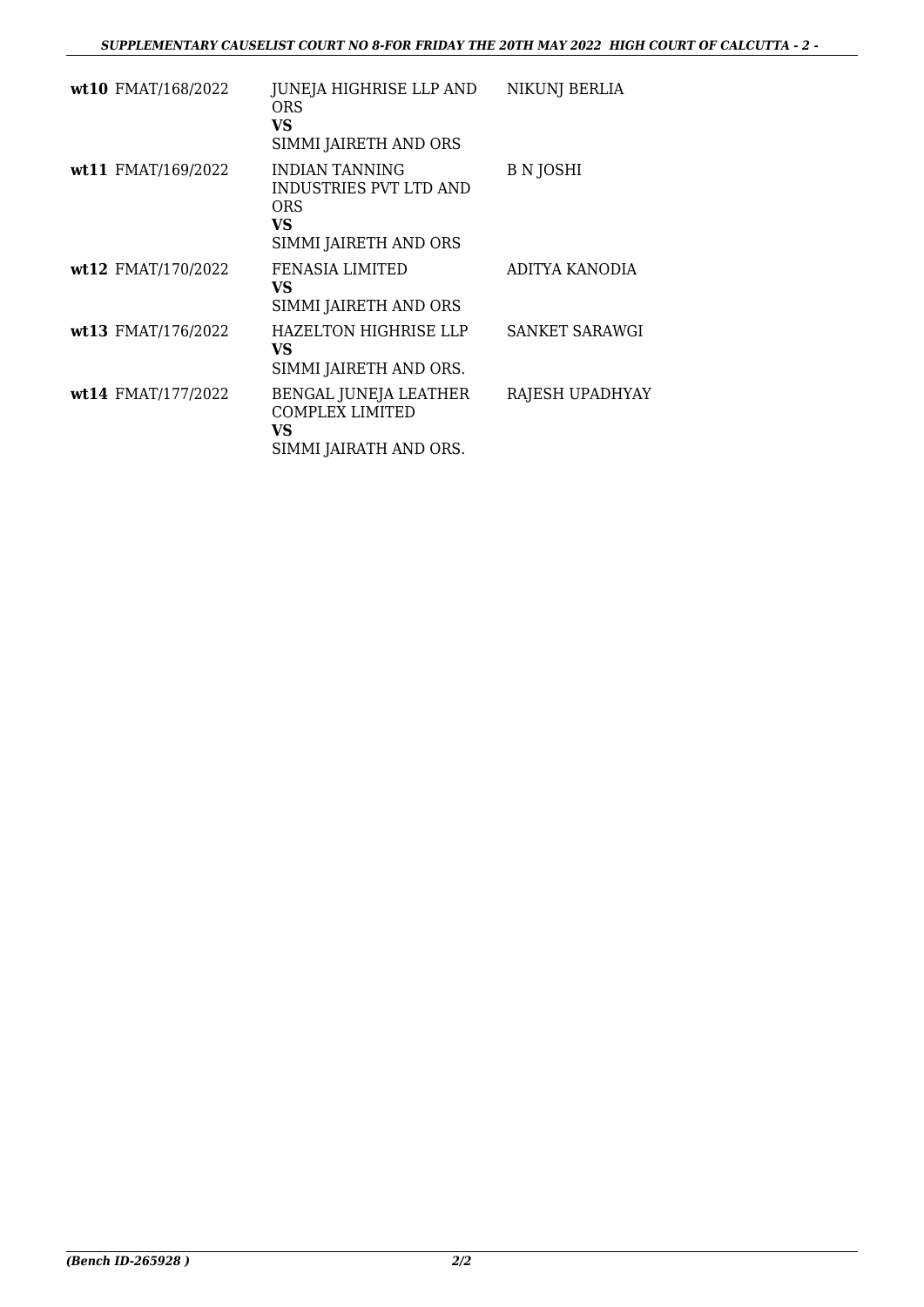| | | |
|---|---|---|
| **wt10** FMAT/168/2022 | JUNEJA HIGHRISE LLP AND ORS<br>**VS**<br>SIMMI JAIRETH AND ORS | NIKUNJ BERLIA |
| **wt11** FMAT/169/2022 | INDIAN TANNING INDUSTRIES PVT LTD AND ORS<br>**VS**<br>SIMMI JAIRETH AND ORS | B N JOSHI |
| **wt12** FMAT/170/2022 | FENASIA LIMITED<br>**VS**<br>SIMMI JAIRETH AND ORS | ADITYA KANODIA |
| **wt13** FMAT/176/2022 | HAZELTON HIGHRISE LLP<br>**VS**<br>SIMMI JAIRETH AND ORS. | SANKET SARAWGI |
| **wt14** FMAT/177/2022 | BENGAL JUNEJA LEATHER COMPLEX LIMITED<br>**VS**<br>SIMMI JAIRATH AND ORS. | RAJESH UPADHYAY |

*(Bench ID-265928 )*